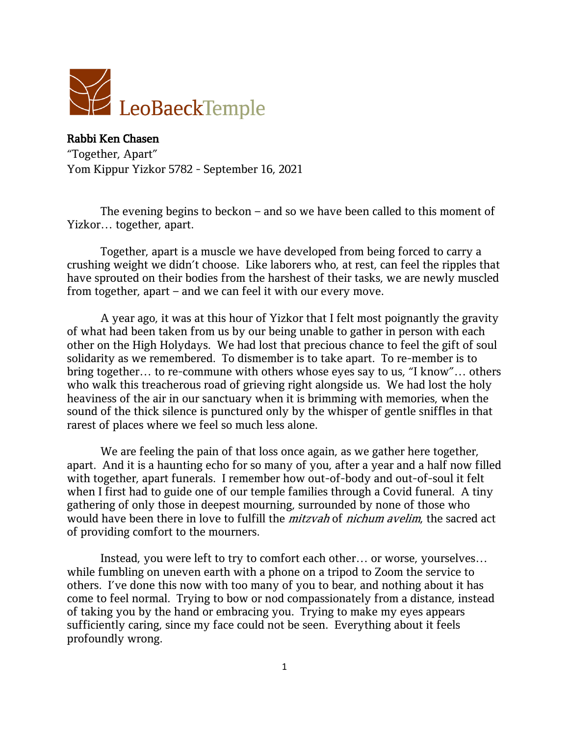LeoBaeckTemple

**Rabbi Ken Chasen**
"Together, Apart"
Yom Kippur Yizkor 5782 - September 16, 2021

The evening begins to beckon – and so we have been called to this moment of Yizkor… together, apart.

Together, apart is a muscle we have developed from being forced to carry a crushing weight we didn't choose. Like laborers who, at rest, can feel the ripples that have sprouted on their bodies from the harshest of their tasks, we are newly muscled from together, apart – and we can feel it with our every move.

A year ago, it was at this hour of Yizkor that I felt most poignantly the gravity of what had been taken from us by our being unable to gather in person with each other on the High Holydays. We had lost that precious chance to feel the gift of soul solidarity as we remembered. To dismember is to take apart. To re-member is to bring together… to re-commune with others whose eyes say to us, "I know"… others who walk this treacherous road of grieving right alongside us. We had lost the holy heaviness of the air in our sanctuary when it is brimming with memories, when the sound of the thick silence is punctured only by the whisper of gentle sniffles in that rarest of places where we feel so much less alone.

We are feeling the pain of that loss once again, as we gather here together, apart. And it is a haunting echo for so many of you, after a year and a half now filled with together, apart funerals. I remember how out-of-body and out-of-soul it felt when I first had to guide one of our temple families through a Covid funeral. A tiny gathering of only those in deepest mourning, surrounded by none of those who would have been there in love to fulfill the *mitzvah* of *nichum avelim*, the sacred act of providing comfort to the mourners.

Instead, you were left to try to comfort each other… or worse, yourselves… while fumbling on uneven earth with a phone on a tripod to Zoom the service to others. I've done this now with too many of you to bear, and nothing about it has come to feel normal. Trying to bow or nod compassionately from a distance, instead of taking you by the hand or embracing you. Trying to make my eyes appears sufficiently caring, since my face could not be seen. Everything about it feels profoundly wrong.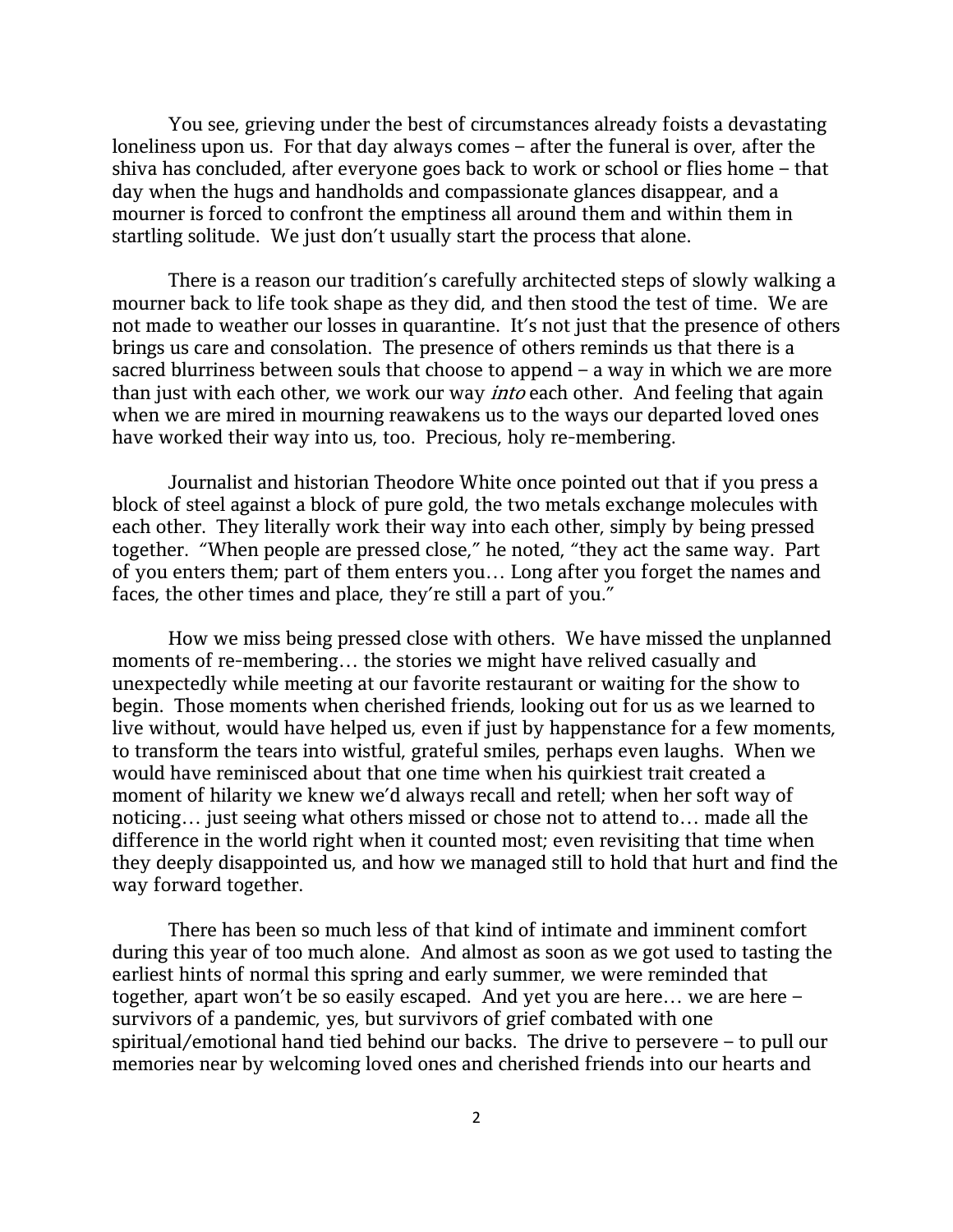You see, grieving under the best of circumstances already foists a devastating loneliness upon us. For that day always comes – after the funeral is over, after the shiva has concluded, after everyone goes back to work or school or flies home – that day when the hugs and handholds and compassionate glances disappear, and a mourner is forced to confront the emptiness all around them and within them in startling solitude. We just don't usually start the process that alone.

There is a reason our tradition's carefully architected steps of slowly walking a mourner back to life took shape as they did, and then stood the test of time. We are not made to weather our losses in quarantine. It's not just that the presence of others brings us care and consolation. The presence of others reminds us that there is a sacred blurriness between souls that choose to append – a way in which we are more than just with each other, we work our way *into* each other. And feeling that again when we are mired in mourning reawakens us to the ways our departed loved ones have worked their way into us, too. Precious, holy re-membering.

Journalist and historian Theodore White once pointed out that if you press a block of steel against a block of pure gold, the two metals exchange molecules with each other. They literally work their way into each other, simply by being pressed together. "When people are pressed close," he noted, "they act the same way. Part of you enters them; part of them enters you… Long after you forget the names and faces, the other times and place, they're still a part of you."

How we miss being pressed close with others. We have missed the unplanned moments of re-membering… the stories we might have relived casually and unexpectedly while meeting at our favorite restaurant or waiting for the show to begin. Those moments when cherished friends, looking out for us as we learned to live without, would have helped us, even if just by happenstance for a few moments, to transform the tears into wistful, grateful smiles, perhaps even laughs. When we would have reminisced about that one time when his quirkiest trait created a moment of hilarity we knew we'd always recall and retell; when her soft way of noticing… just seeing what others missed or chose not to attend to… made all the difference in the world right when it counted most; even revisiting that time when they deeply disappointed us, and how we managed still to hold that hurt and find the way forward together.

There has been so much less of that kind of intimate and imminent comfort during this year of too much alone. And almost as soon as we got used to tasting the earliest hints of normal this spring and early summer, we were reminded that together, apart won't be so easily escaped. And yet you are here… we are here – survivors of a pandemic, yes, but survivors of grief combated with one spiritual/emotional hand tied behind our backs. The drive to persevere – to pull our memories near by welcoming loved ones and cherished friends into our hearts and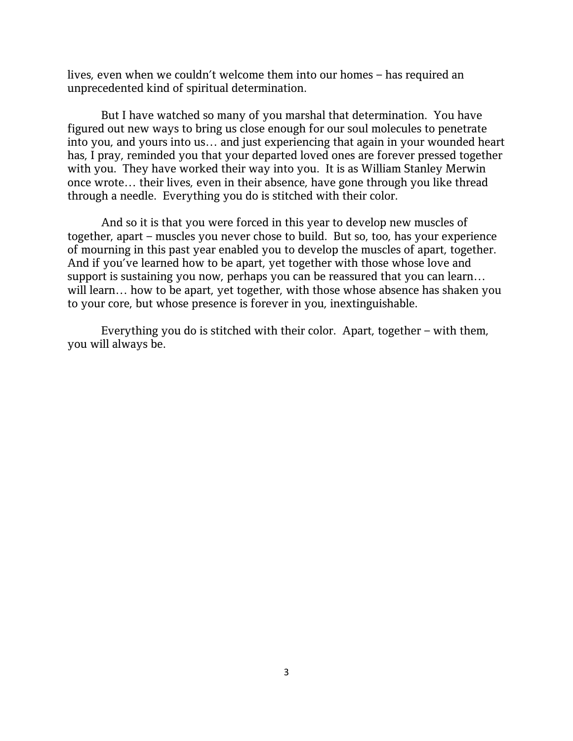lives, even when we couldn't welcome them into our homes – has required an unprecedented kind of spiritual determination.

But I have watched so many of you marshal that determination. You have figured out new ways to bring us close enough for our soul molecules to penetrate into you, and yours into us… and just experiencing that again in your wounded heart has, I pray, reminded you that your departed loved ones are forever pressed together with you. They have worked their way into you. It is as William Stanley Merwin once wrote… their lives, even in their absence, have gone through you like thread through a needle. Everything you do is stitched with their color.

And so it is that you were forced in this year to develop new muscles of together, apart – muscles you never chose to build. But so, too, has your experience of mourning in this past year enabled you to develop the muscles of apart, together. And if you've learned how to be apart, yet together with those whose love and support is sustaining you now, perhaps you can be reassured that you can learn… will learn… how to be apart, yet together, with those whose absence has shaken you to your core, but whose presence is forever in you, inextinguishable.

Everything you do is stitched with their color. Apart, together – with them, you will always be.